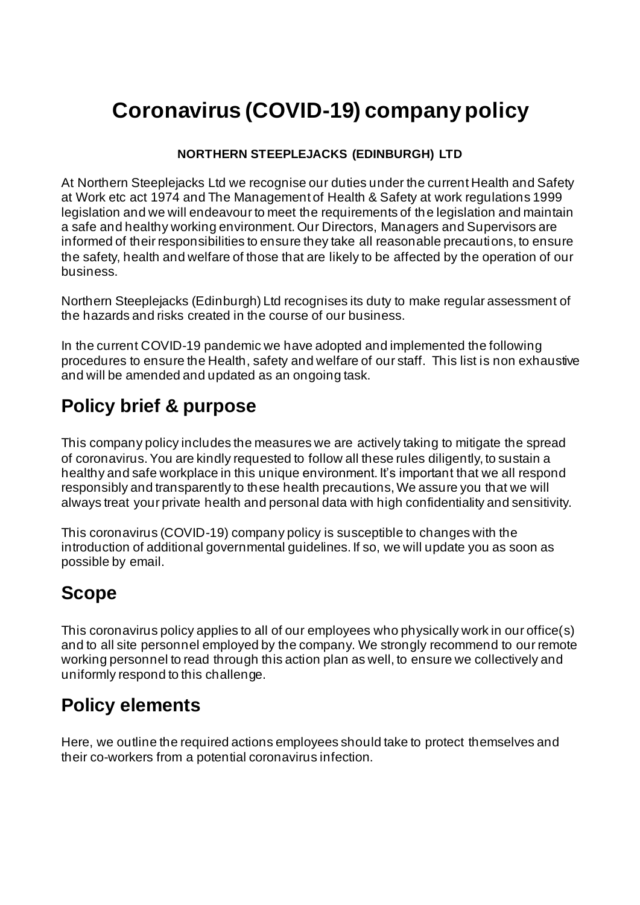# Coronavirus (COVID-19) company policy

**NORTHERN STEEPLEJACKS (EDINBURGH) LTD**

At Northern Steeplejacks Ltd we recognise our duties under the current Health and Safety at Work etc act 1974 and The Management of Health & Safety at work regulations 1999 legislation and we will endeavour to meet the requirements of the legislation and maintain a safe and healthy working environment. Our Directors, Managers and Supervisors are informed of their responsibilities to ensure they take all reasonable precautions, to ensure the safety, health and welfare of those that are likely to be affected by the operation of our business.

Northern Steeplejacks (Edinburgh) Ltd recognises its duty to make regular assessment of the hazards and risks created in the course of our business.

In the current COVID-19 pandemic we have adopted and implemented the following procedures to ensure the Health, safety and welfare of our staff. This list is non exhaustive and will be amended and updated as an ongoing task.

## Policy brief & purpose

This company policy includes the measures we are actively taking to mitigate the spread of coronavirus. You are kindly requested to follow all these rules diligently, to sustain a healthy and safe workplace in this unique environment. It's important that we all respond responsibly and transparently to these health precautions, We assure you that we will always treat your private health and personal data with high confidentiality and sensitivity.

This coronavirus (COVID-19) company policy is susceptible to changes with the introduction of additional governmental guidelines. If so, we will update you as soon as possible by email.

## Scope

This coronavirus policy applies to all of our employees who physically work in our office(s) and to all site personnel employed by the company. We strongly recommend to our remote working personnel to read through this action plan as well, to ensure we collectively and uniformly respond to this challenge.

## Policy elements

Here, we outline the required actions employees should take to protect themselves and their co-workers from a potential coronavirus infection.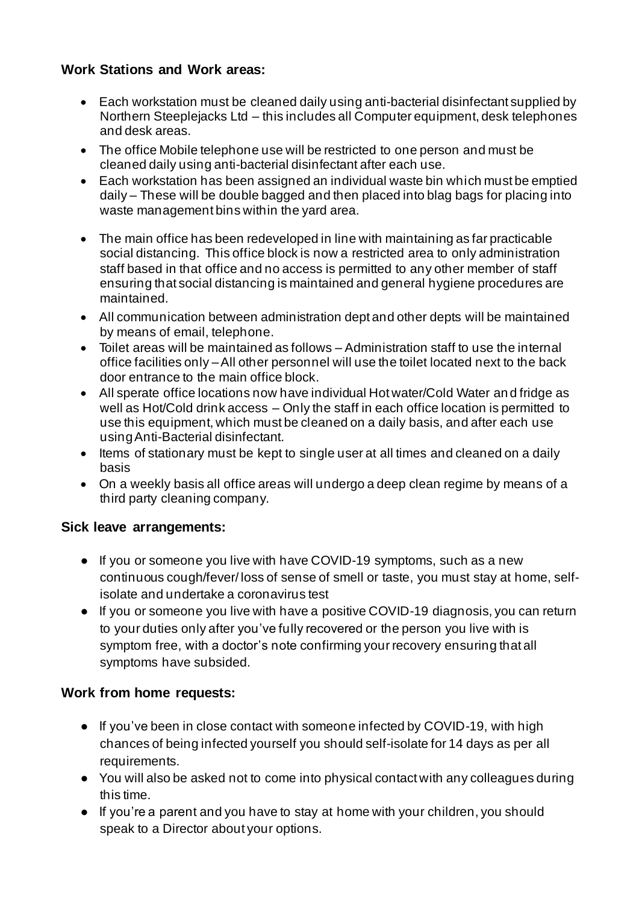**Work Stations and Work areas:**

- Each workstation must be cleaned daily using anti-bacterial disinfectant supplied by Northern Steeplejacks Ltd – this includes all Computer equipment, desk telephones and desk areas.
- The office Mobile telephone use will be restricted to one person and must be cleaned daily using anti-bacterial disinfectant after each use.
- Each workstation has been assigned an individual waste bin which must be emptied daily – These will be double bagged and then placed into blag bags for placing into waste management bins within the yard area.
- The main office has been redeveloped in line with maintaining as far practicable social distancing. This office block is now a restricted area to only administration staff based in that office and no access is permitted to any other member of staff ensuring that social distancing is maintained and general hygiene procedures are maintained.
- All communication between administration dept and other depts will be maintained by means of email, telephone.
- Toilet areas will be maintained as follows – Administration staff to use the internal office facilities only – All other personnel will use the toilet located next to the back door entrance to the main office block.
- All sperate office locations now have individual Hot water/Cold Water and fridge as well as Hot/Cold drink access – Only the staff in each office location is permitted to use this equipment, which must be cleaned on a daily basis, and after each use using Anti-Bacterial disinfectant.
- Items of stationary must be kept to single user at all times and cleaned on a daily basis
- On a weekly basis all office areas will undergo a deep clean regime by means of a third party cleaning company.

**Sick leave arrangements:**

- If you or someone you live with have COVID-19 symptoms, such as a new continuous cough/fever/ loss of sense of smell or taste, you must stay at home, self-isolate and undertake a coronavirus test
- If you or someone you live with have a positive COVID-19 diagnosis, you can return to your duties only after you've fully recovered or the person you live with is symptom free, with a doctor's note confirming your recovery ensuring that all symptoms have subsided.

**Work from home requests:**

- If you've been in close contact with someone infected by COVID-19, with high chances of being infected yourself you should self-isolate for 14 days as per all requirements.
- You will also be asked not to come into physical contact with any colleagues during this time.
- If you're a parent and you have to stay at home with your children, you should speak to a Director about your options.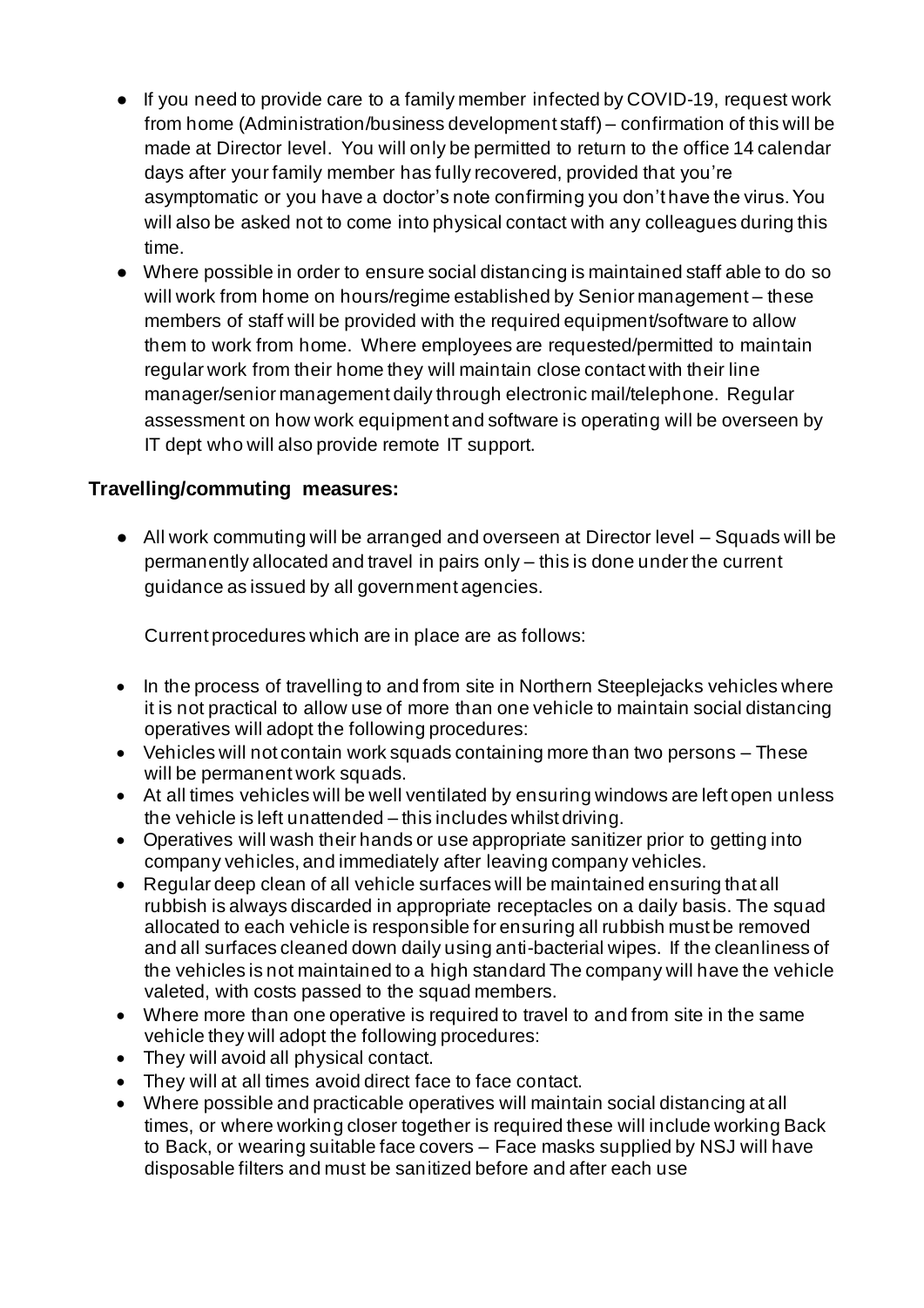- If you need to provide care to a family member infected by COVID-19, request work from home (Administration/business development staff) – confirmation of this will be made at Director level. You will only be permitted to return to the office 14 calendar days after your family member has fully recovered, provided that you're asymptomatic or you have a doctor's note confirming you don't have the virus. You will also be asked not to come into physical contact with any colleagues during this time.
- Where possible in order to ensure social distancing is maintained staff able to do so will work from home on hours/regime established by Senior management – these members of staff will be provided with the required equipment/software to allow them to work from home. Where employees are requested/permitted to maintain regular work from their home they will maintain close contact with their line manager/senior management daily through electronic mail/telephone. Regular assessment on how work equipment and software is operating will be overseen by IT dept who will also provide remote IT support.

### Travelling/commuting measures:

- All work commuting will be arranged and overseen at Director level – Squads will be permanently allocated and travel in pairs only – this is done under the current guidance as issued by all government agencies.

  Current procedures which are in place are as follows:

- In the process of travelling to and from site in Northern Steeplejacks vehicles where it is not practical to allow use of more than one vehicle to maintain social distancing operatives will adopt the following procedures:
- Vehicles will not contain work squads containing more than two persons – These will be permanent work squads.
- At all times vehicles will be well ventilated by ensuring windows are left open unless the vehicle is left unattended – this includes whilst driving.
- Operatives will wash their hands or use appropriate sanitizer prior to getting into company vehicles, and immediately after leaving company vehicles.
- Regular deep clean of all vehicle surfaces will be maintained ensuring that all rubbish is always discarded in appropriate receptacles on a daily basis. The squad allocated to each vehicle is responsible for ensuring all rubbish must be removed and all surfaces cleaned down daily using anti-bacterial wipes. If the cleanliness of the vehicles is not maintained to a high standard The company will have the vehicle valeted, with costs passed to the squad members.
- Where more than one operative is required to travel to and from site in the same vehicle they will adopt the following procedures:
- They will avoid all physical contact.
- They will at all times avoid direct face to face contact.
- Where possible and practicable operatives will maintain social distancing at all times, or where working closer together is required these will include working Back to Back, or wearing suitable face covers – Face masks supplied by NSJ will have disposable filters and must be sanitized before and after each use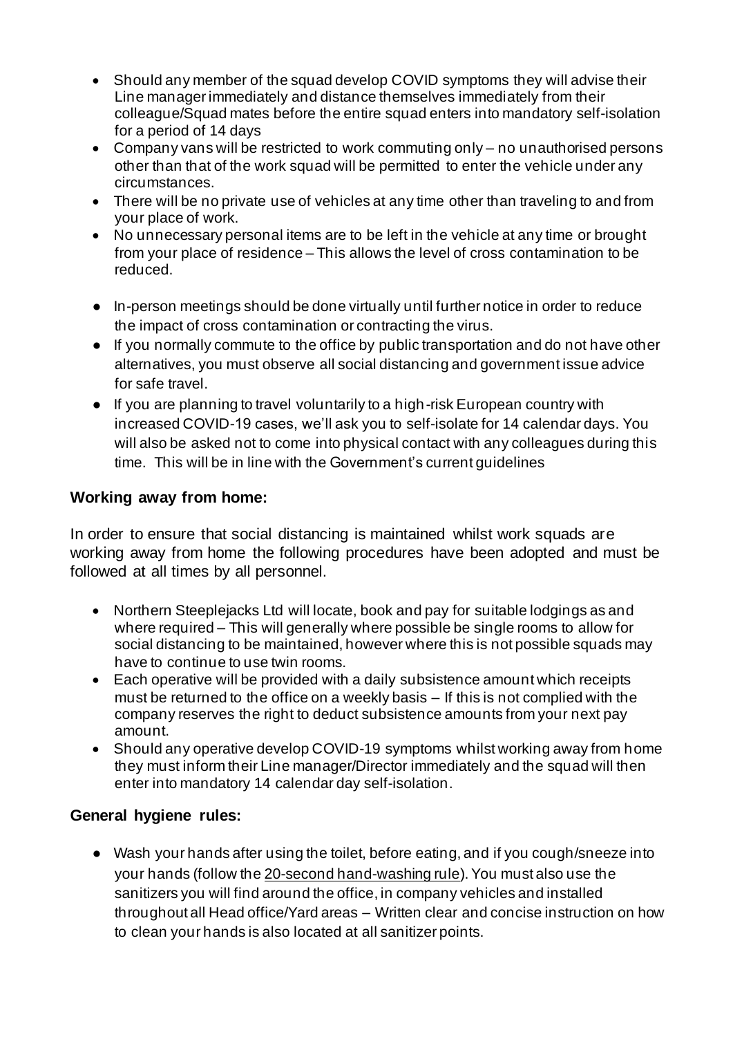- Should any member of the squad develop COVID symptoms they will advise their Line manager immediately and distance themselves immediately from their colleague/Squad mates before the entire squad enters into mandatory self-isolation for a period of 14 days
- Company vans will be restricted to work commuting only – no unauthorised persons other than that of the work squad will be permitted to enter the vehicle under any circumstances.
- There will be no private use of vehicles at any time other than traveling to and from your place of work.
- No unnecessary personal items are to be left in the vehicle at any time or brought from your place of residence – This allows the level of cross contamination to be reduced.

- In-person meetings should be done virtually until further notice in order to reduce the impact of cross contamination or contracting the virus.
- If you normally commute to the office by public transportation and do not have other alternatives, you must observe all social distancing and government issue advice for safe travel.
- If you are planning to travel voluntarily to a high-risk European country with increased COVID-19 cases, we'll ask you to self-isolate for 14 calendar days. You will also be asked not to come into physical contact with any colleagues during this time. This will be in line with the Government's current guidelines

**Working away from home:**

In order to ensure that social distancing is maintained whilst work squads are working away from home the following procedures have been adopted and must be followed at all times by all personnel.

- Northern Steeplejacks Ltd will locate, book and pay for suitable lodgings as and where required – This will generally where possible be single rooms to allow for social distancing to be maintained, however where this is not possible squads may have to continue to use twin rooms.
- Each operative will be provided with a daily subsistence amount which receipts must be returned to the office on a weekly basis – If this is not complied with the company reserves the right to deduct subsistence amounts from your next pay amount.
- Should any operative develop COVID-19 symptoms whilst working away from home they must inform their Line manager/Director immediately and the squad will then enter into mandatory 14 calendar day self-isolation.

**General hygiene rules:**

- Wash your hands after using the toilet, before eating, and if you cough/sneeze into your hands (follow the 20-second hand-washing rule). You must also use the sanitizers you will find around the office, in company vehicles and installed throughout all Head office/Yard areas – Written clear and concise instruction on how to clean your hands is also located at all sanitizer points.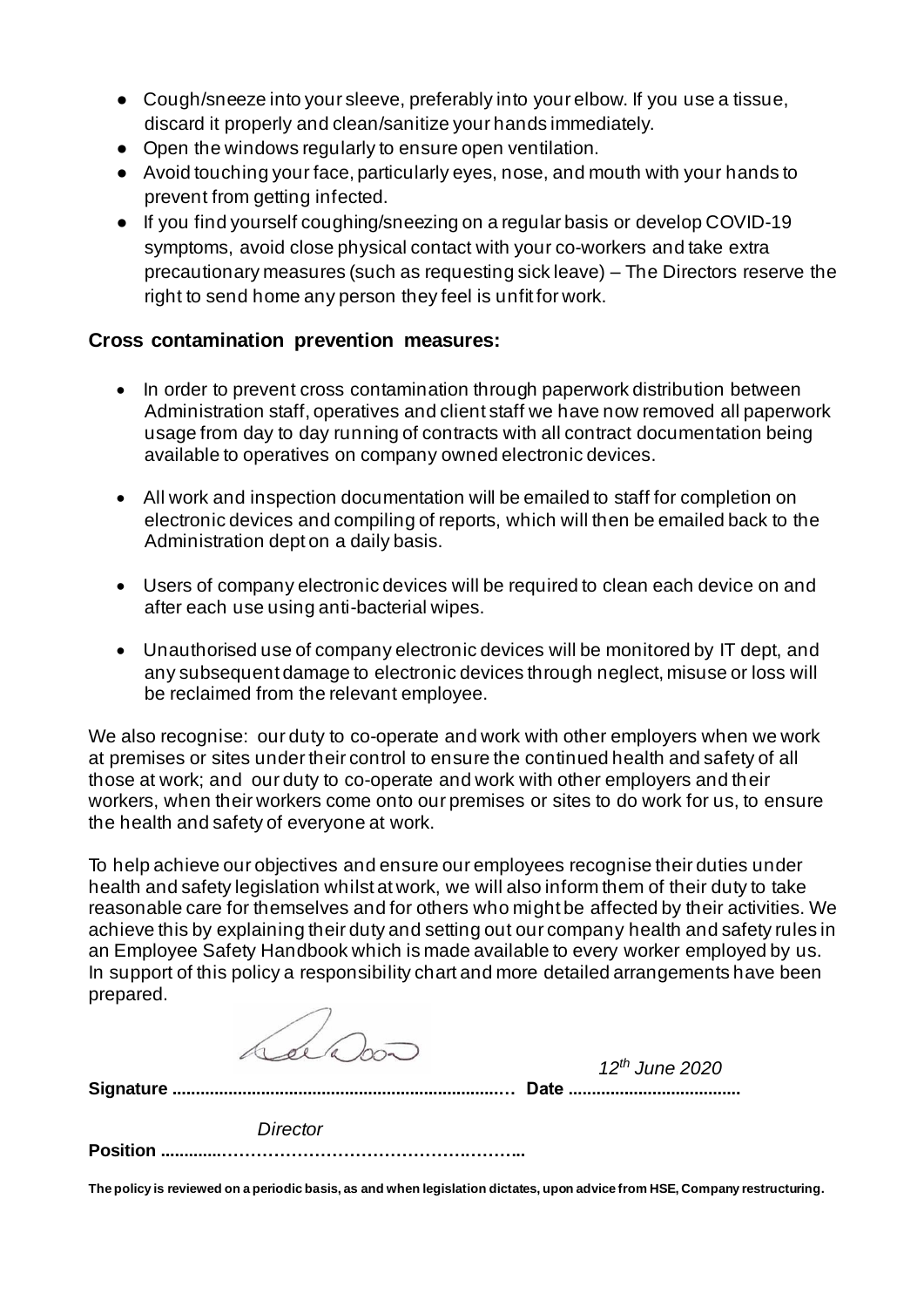- Cough/sneeze into your sleeve, preferably into your elbow. If you use a tissue, discard it properly and clean/sanitize your hands immediately.
- Open the windows regularly to ensure open ventilation.
- Avoid touching your face, particularly eyes, nose, and mouth with your hands to prevent from getting infected.
- If you find yourself coughing/sneezing on a regular basis or develop COVID-19 symptoms, avoid close physical contact with your co-workers and take extra precautionary measures (such as requesting sick leave) – The Directors reserve the right to send home any person they feel is unfit for work.

### Cross contamination prevention measures:

- In order to prevent cross contamination through paperwork distribution between Administration staff, operatives and client staff we have now removed all paperwork usage from day to day running of contracts with all contract documentation being available to operatives on company owned electronic devices.
- All work and inspection documentation will be emailed to staff for completion on electronic devices and compiling of reports, which will then be emailed back to the Administration dept on a daily basis.
- Users of company electronic devices will be required to clean each device on and after each use using anti-bacterial wipes.
- Unauthorised use of company electronic devices will be monitored by IT dept, and any subsequent damage to electronic devices through neglect, misuse or loss will be reclaimed from the relevant employee.

We also recognise: our duty to co-operate and work with other employers when we work at premises or sites under their control to ensure the continued health and safety of all those at work; and our duty to co-operate and work with other employers and their workers, when their workers come onto our premises or sites to do work for us, to ensure the health and safety of everyone at work.

To help achieve our objectives and ensure our employees recognise their duties under health and safety legislation whilst at work, we will also inform them of their duty to take reasonable care for themselves and for others who might be affected by their activities. We achieve this by explaining their duty and setting out our company health and safety rules in an Employee Safety Handbook which is made available to every worker employed by us. In support of this policy a responsibility chart and more detailed arrangements have been prepared.

**Signature** ........................................................................ **Date** *12th June 2020*

**Position** *Director*

**The policy is reviewed on a periodic basis, as and when legislation dictates, upon advice from HSE, Company restructuring.**